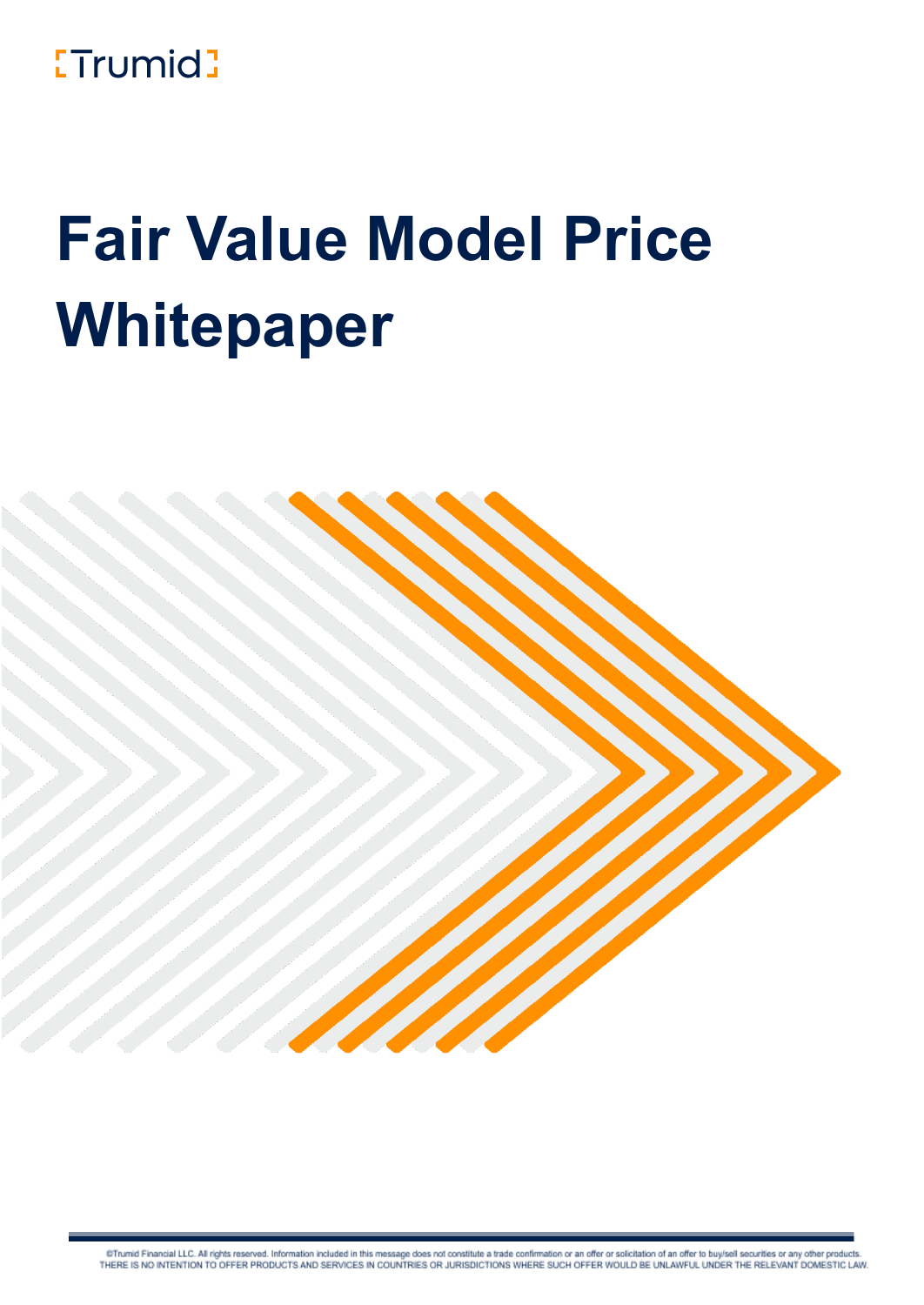Trumid

# Fair Value Model Price Whitepaper

©Trumid Financial LLC. All rights reserved. Information included in this message does not constitute a trade confirmation or an offer or solicitation of an offer to buy/sell securities or any other products. THERE IS NO INTENTION TO OFFER PRODUCTS AND SERVICES IN COUNTRIES OR JURISDICTIONS WHERE SUCH OFFER WOULD BE UNLAWFUL UNDER THE RELEVANT DOMESTIC LAW.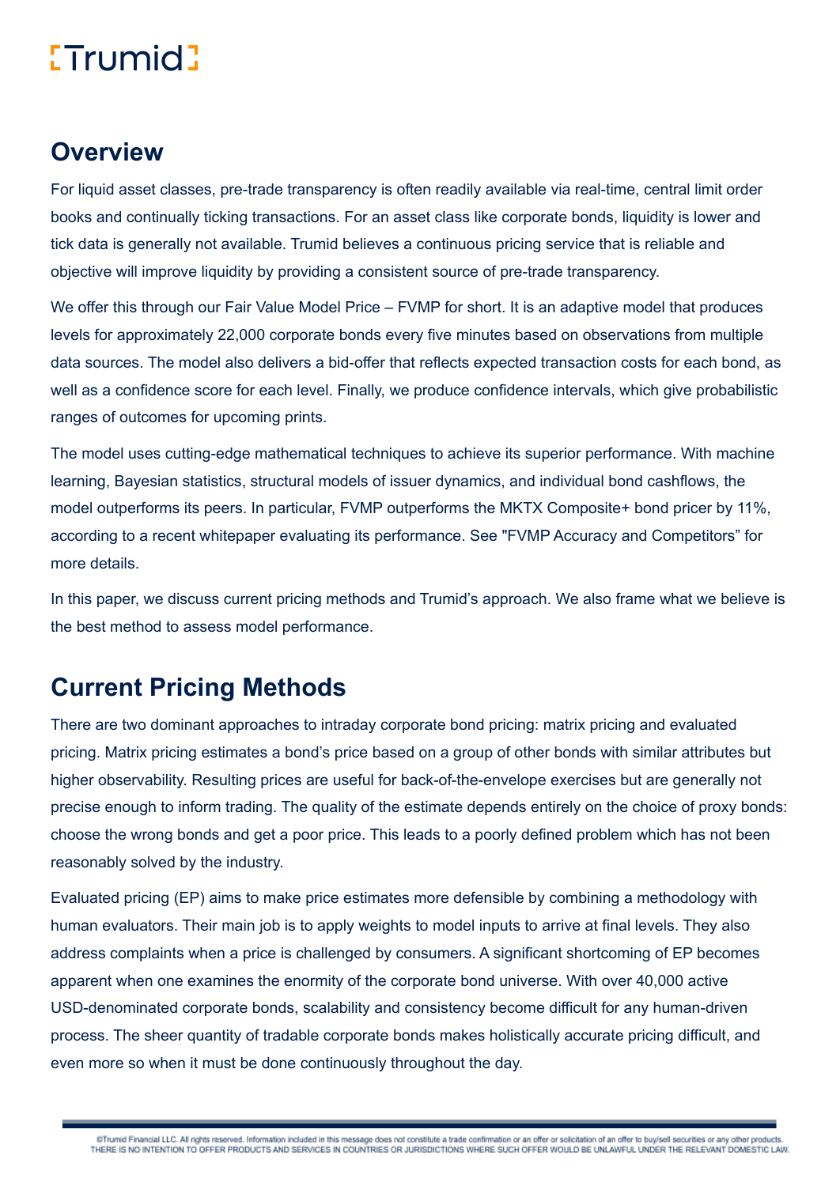## Overview

For liquid asset classes, pre-trade transparency is often readily available via real-time, central limit order books and continually ticking transactions. For an asset class like corporate bonds, liquidity is lower and tick data is generally not available. Trumid believes a continuous pricing service that is reliable and objective will improve liquidity by providing a consistent source of pre-trade transparency.

We offer this through our Fair Value Model Price – FVMP for short. It is an adaptive model that produces levels for approximately 22,000 corporate bonds every five minutes based on observations from multiple data sources. The model also delivers a bid-offer that reflects expected transaction costs for each bond, as well as a confidence score for each level. Finally, we produce confidence intervals, which give probabilistic ranges of outcomes for upcoming prints.

The model uses cutting-edge mathematical techniques to achieve its superior performance. With machine learning, Bayesian statistics, structural models of issuer dynamics, and individual bond cashflows, the model outperforms its peers. In particular, FVMP outperforms the MKTX Composite+ bond pricer by 11%, according to a recent whitepaper evaluating its performance. See "FVMP Accuracy and Competitors" for more details.

In this paper, we discuss current pricing methods and Trumid's approach. We also frame what we believe is the best method to assess model performance.

## Current Pricing Methods

There are two dominant approaches to intraday corporate bond pricing: matrix pricing and evaluated pricing. Matrix pricing estimates a bond's price based on a group of other bonds with similar attributes but higher observability. Resulting prices are useful for back-of-the-envelope exercises but are generally not precise enough to inform trading. The quality of the estimate depends entirely on the choice of proxy bonds: choose the wrong bonds and get a poor price. This leads to a poorly defined problem which has not been reasonably solved by the industry.

Evaluated pricing (EP) aims to make price estimates more defensible by combining a methodology with human evaluators. Their main job is to apply weights to model inputs to arrive at final levels. They also address complaints when a price is challenged by consumers. A significant shortcoming of EP becomes apparent when one examines the enormity of the corporate bond universe. With over 40,000 active USD-denominated corporate bonds, scalability and consistency become difficult for any human-driven process. The sheer quantity of tradable corporate bonds makes holistically accurate pricing difficult, and even more so when it must be done continuously throughout the day.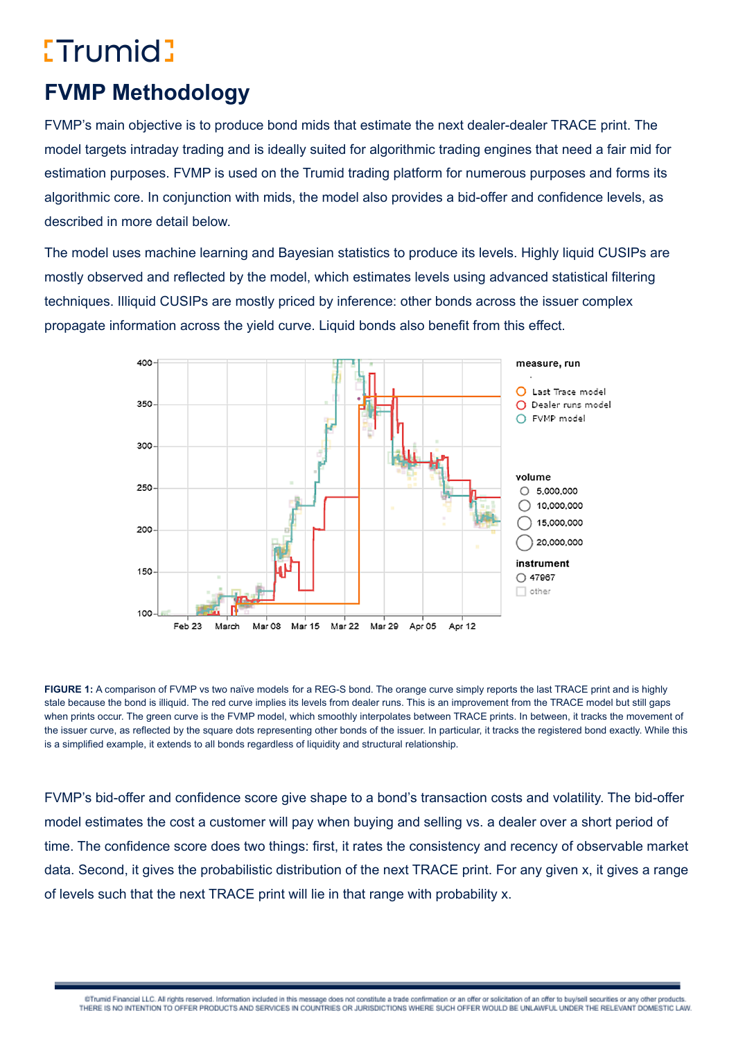# FVMP Methodology

FVMP's main objective is to produce bond mids that estimate the next dealer-dealer TRACE print. The model targets intraday trading and is ideally suited for algorithmic trading engines that need a fair mid for estimation purposes. FVMP is used on the Trumid trading platform for numerous purposes and forms its algorithmic core. In conjunction with mids, the model also provides a bid-offer and confidence levels, as described in more detail below.

The model uses machine learning and Bayesian statistics to produce its levels. Highly liquid CUSIPs are mostly observed and reflected by the model, which estimates levels using advanced statistical filtering techniques. Illiquid CUSIPs are mostly priced by inference: other bonds across the issuer complex propagate information across the yield curve. Liquid bonds also benefit from this effect.

**FIGURE 1:** A comparison of FVMP vs two naïve models for a REG-S bond. The orange curve simply reports the last TRACE print and is highly stale because the bond is illiquid. The red curve implies its levels from dealer runs. This is an improvement from the TRACE model but still gaps when prints occur. The green curve is the FVMP model, which smoothly interpolates between TRACE prints. In between, it tracks the movement of the issuer curve, as reflected by the square dots representing other bonds of the issuer. In particular, it tracks the registered bond exactly. While this is a simplified example, it extends to all bonds regardless of liquidity and structural relationship.

FVMP's bid-offer and confidence score give shape to a bond's transaction costs and volatility. The bid-offer model estimates the cost a customer will pay when buying and selling vs. a dealer over a short period of time. The confidence score does two things: first, it rates the consistency and recency of observable market data. Second, it gives the probabilistic distribution of the next TRACE print. For any given x, it gives a range of levels such that the next TRACE print will lie in that range with probability x.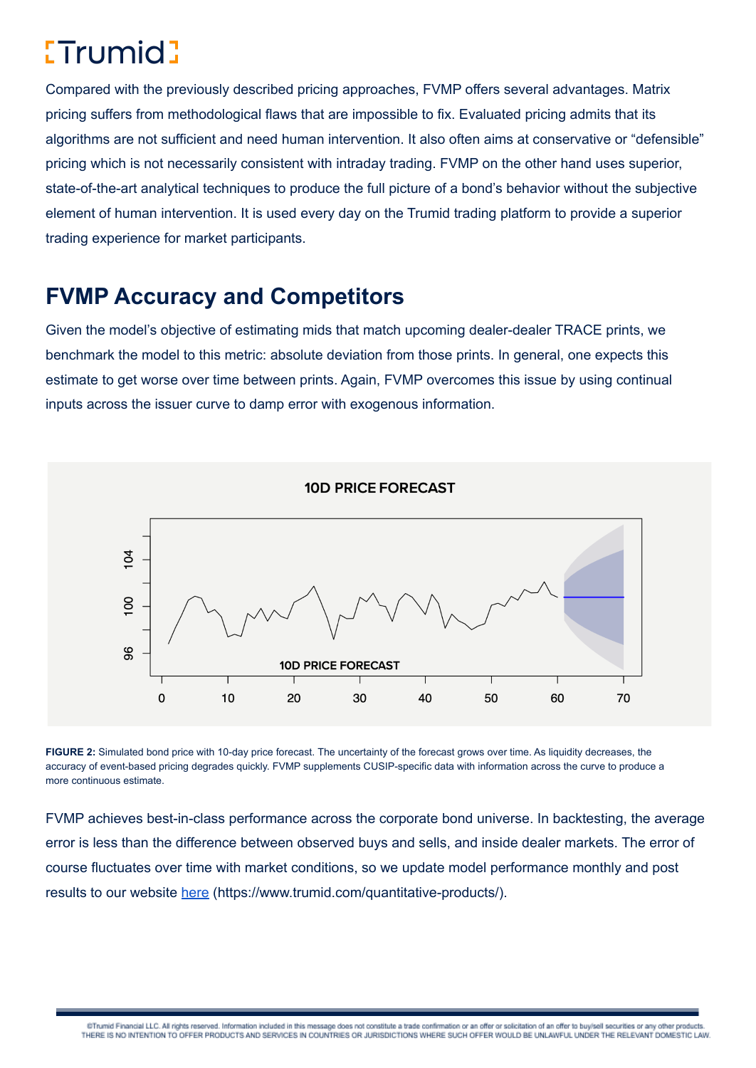Compared with the previously described pricing approaches, FVMP offers several advantages. Matrix pricing suffers from methodological flaws that are impossible to fix. Evaluated pricing admits that its algorithms are not sufficient and need human intervention. It also often aims at conservative or "defensible" pricing which is not necessarily consistent with intraday trading. FVMP on the other hand uses superior, state-of-the-art analytical techniques to produce the full picture of a bond's behavior without the subjective element of human intervention. It is used every day on the Trumid trading platform to provide a superior trading experience for market participants.

## FVMP Accuracy and Competitors

Given the model's objective of estimating mids that match upcoming dealer-dealer TRACE prints, we benchmark the model to this metric: absolute deviation from those prints. In general, one expects this estimate to get worse over time between prints. Again, FVMP overcomes this issue by using continual inputs across the issuer curve to damp error with exogenous information.

**FIGURE 2:** Simulated bond price with 10-day price forecast. The uncertainty of the forecast grows over time. As liquidity decreases, the accuracy of event-based pricing degrades quickly. FVMP supplements CUSIP-specific data with information across the curve to produce a more continuous estimate.

FVMP achieves best-in-class performance across the corporate bond universe. In backtesting, the average error is less than the difference between observed buys and sells, and inside dealer markets. The error of course fluctuates over time with market conditions, so we update model performance monthly and post results to our website [here](https://www.trumid.com/quantitative-products/) (https://www.trumid.com/quantitative-products/).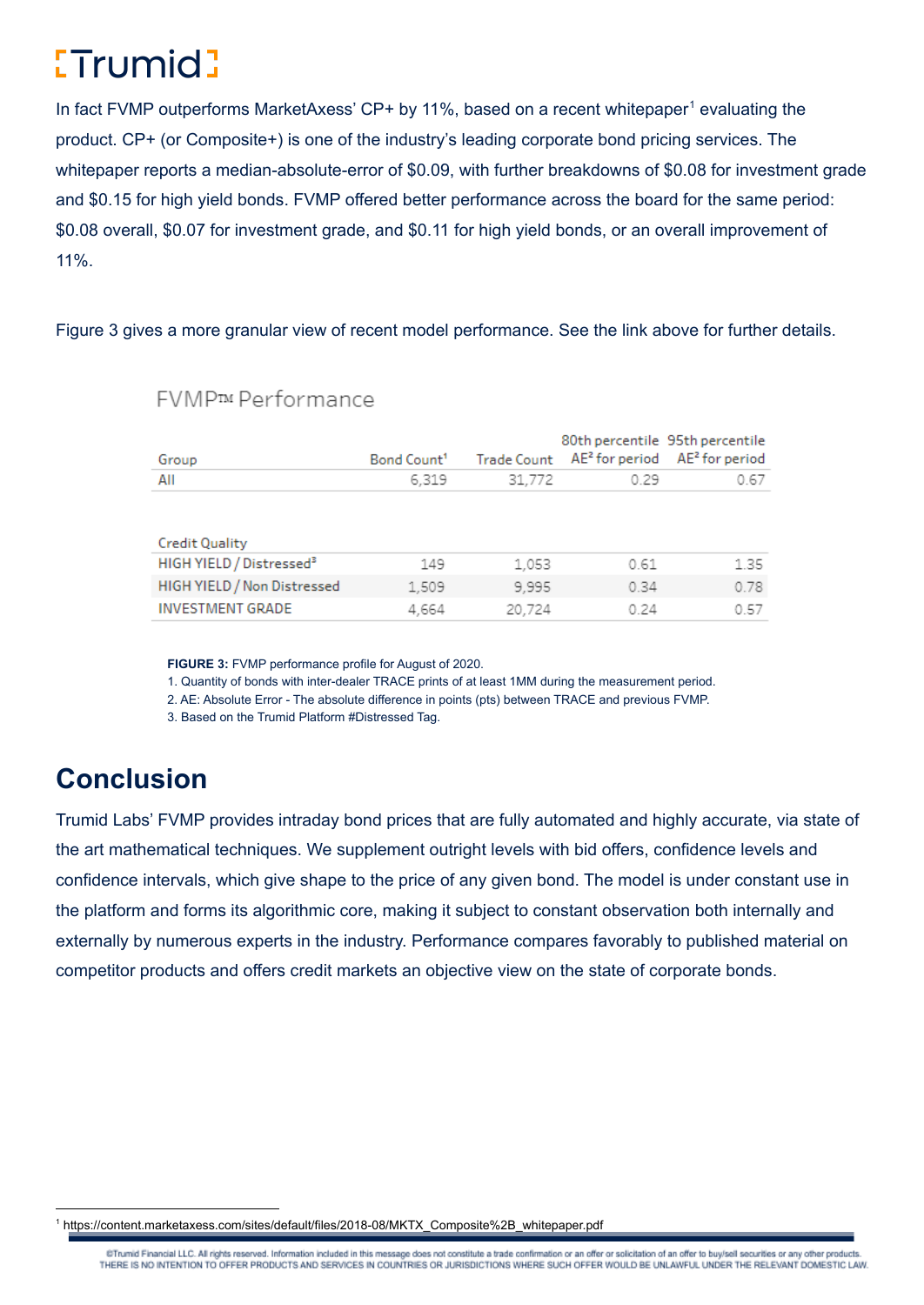In fact FVMP outperforms MarketAxess' CP+ by 11%, based on a recent whitepaper[1] evaluating the product. CP+ (or Composite+) is one of the industry's leading corporate bond pricing services. The whitepaper reports a median-absolute-error of $0.09, with further breakdowns of $0.08 for investment grade and $0.15 for high yield bonds. FVMP offered better performance across the board for the same period: $0.08 overall, $0.07 for investment grade, and $0.11 for high yield bonds, or an overall improvement of 11%.

Figure 3 gives a more granular view of recent model performance. See the link above for further details.

FVMP™ Performance

| Group | Bond Count[1] | Trade Count | 80th percentile AE[2] for period | 95th percentile AE[2] for period |
|---|---|---|---|---|
| All | 6,319 | 31,772 | 0.29 | 0.67 |
| **Credit Quality** | | | | |
| HIGH YIELD / Distressed[3] | 149 | 1,053 | 0.61 | 1.35 |
| HIGH YIELD / Non Distressed | 1,509 | 9,995 | 0.34 | 0.78 |
| INVESTMENT GRADE | 4,664 | 20,724 | 0.24 | 0.57 |

**FIGURE 3:** FVMP performance profile for August of 2020.
1. Quantity of bonds with inter-dealer TRACE prints of at least 1MM during the measurement period.
2. AE: Absolute Error - The absolute difference in points (pts) between TRACE and previous FVMP.
3. Based on the Trumid Platform #Distressed Tag.

## Conclusion

Trumid Labs' FVMP provides intraday bond prices that are fully automated and highly accurate, via state of the art mathematical techniques. We supplement outright levels with bid offers, confidence levels and confidence intervals, which give shape to the price of any given bond. The model is under constant use in the platform and forms its algorithmic core, making it subject to constant observation both internally and externally by numerous experts in the industry. Performance compares favorably to published material on competitor products and offers credit markets an objective view on the state of corporate bonds.

[1] https://content.marketaxess.com/sites/default/files/2018-08/MKTX_Composite%2B_whitepaper.pdf